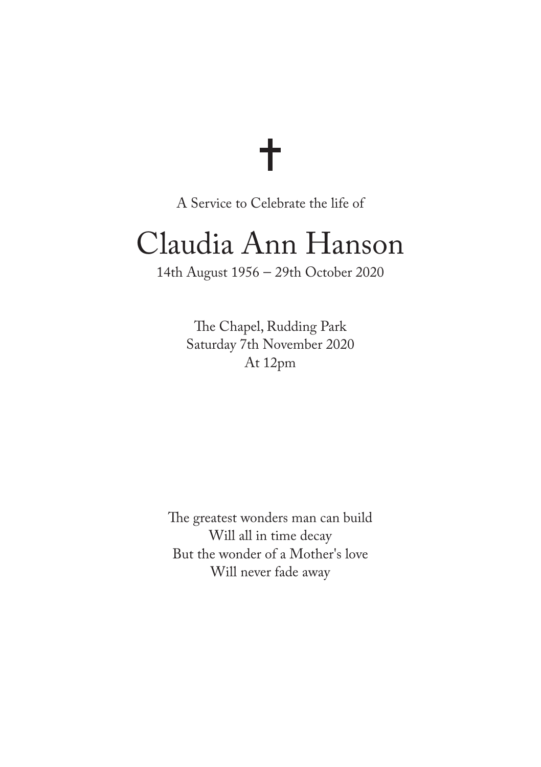✝

A Service to Celebrate the life of

# Claudia Ann Hanson

14th August 1956 – 29th October 2020

The Chapel, Rudding Park
Saturday 7th November 2020
At 12pm

The greatest wonders man can build
Will all in time decay
But the wonder of a Mother's love
Will never fade away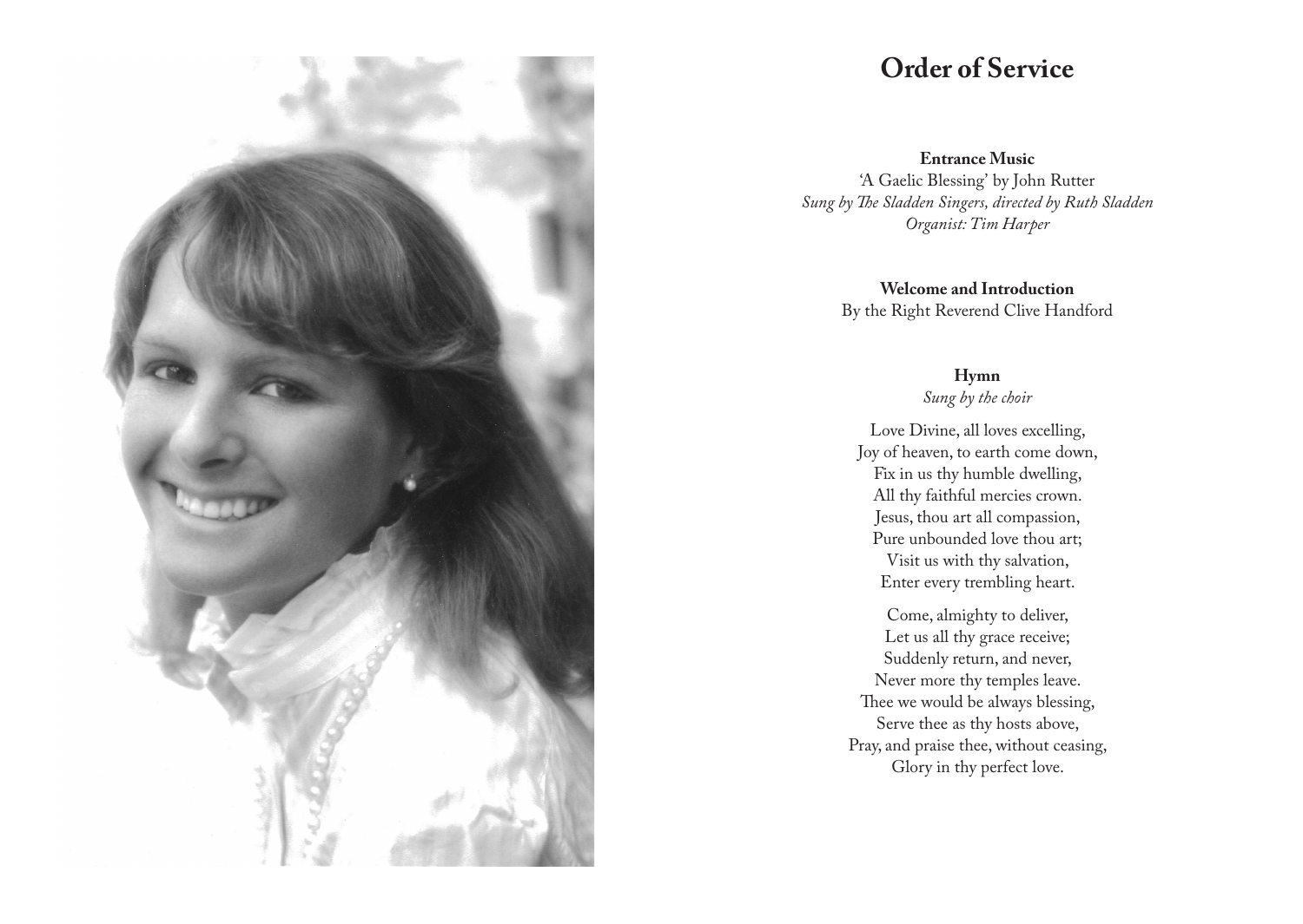# Order of Service

**Entrance Music**
'A Gaelic Blessing' by John Rutter
*Sung by The Sladden Singers, directed by Ruth Sladden*
*Organist: Tim Harper*

**Welcome and Introduction**
By the Right Reverend Clive Handford

**Hymn**
*Sung by the choir*

Love Divine, all loves excelling,
Joy of heaven, to earth come down,
Fix in us thy humble dwelling,
All thy faithful mercies crown.
Jesus, thou art all compassion,
Pure unbounded love thou art;
Visit us with thy salvation,
Enter every trembling heart.

Come, almighty to deliver,
Let us all thy grace receive;
Suddenly return, and never,
Never more thy temples leave.
Thee we would be always blessing,
Serve thee as thy hosts above,
Pray, and praise thee, without ceasing,
Glory in thy perfect love.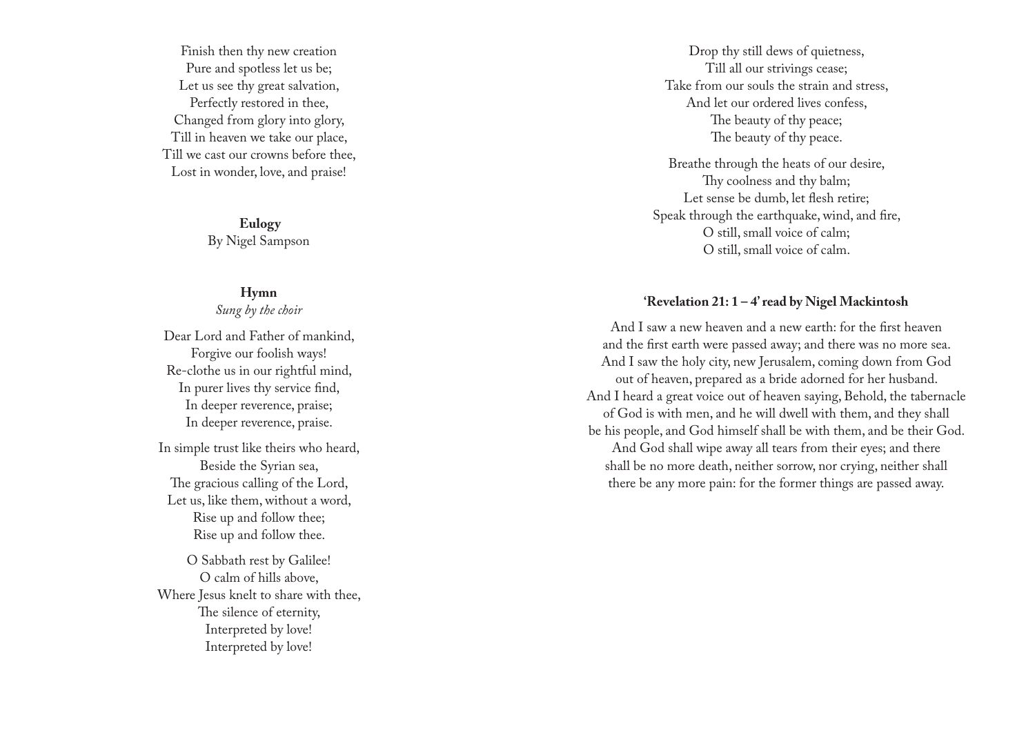Finish then thy new creation  
Pure and spotless let us be;  
Let us see thy great salvation,  
Perfectly restored in thee,  
Changed from glory into glory,  
Till in heaven we take our place,  
Till we cast our crowns before thee,  
Lost in wonder, love, and praise!

**Eulogy**  
By Nigel Sampson

**Hymn**  
*Sung by the choir*

Dear Lord and Father of mankind,  
Forgive our foolish ways!  
Re-clothe us in our rightful mind,  
In purer lives thy service find,  
In deeper reverence, praise;  
In deeper reverence, praise.

In simple trust like theirs who heard,  
Beside the Syrian sea,  
The gracious calling of the Lord,  
Let us, like them, without a word,  
Rise up and follow thee;  
Rise up and follow thee.

O Sabbath rest by Galilee!  
O calm of hills above,  
Where Jesus knelt to share with thee,  
The silence of eternity,  
Interpreted by love!  
Interpreted by love!

Drop thy still dews of quietness,  
Till all our strivings cease;  
Take from our souls the strain and stress,  
And let our ordered lives confess,  
The beauty of thy peace;  
The beauty of thy peace.

Breathe through the heats of our desire,  
Thy coolness and thy balm;  
Let sense be dumb, let flesh retire;  
Speak through the earthquake, wind, and fire,  
O still, small voice of calm;  
O still, small voice of calm.

**'Revelation 21: 1 – 4' read by Nigel Mackintosh**

And I saw a new heaven and a new earth: for the first heaven and the first earth were passed away; and there was no more sea. And I saw the holy city, new Jerusalem, coming down from God out of heaven, prepared as a bride adorned for her husband. And I heard a great voice out of heaven saying, Behold, the tabernacle of God is with men, and he will dwell with them, and they shall be his people, and God himself shall be with them, and be their God. And God shall wipe away all tears from their eyes; and there shall be no more death, neither sorrow, nor crying, neither shall there be any more pain: for the former things are passed away.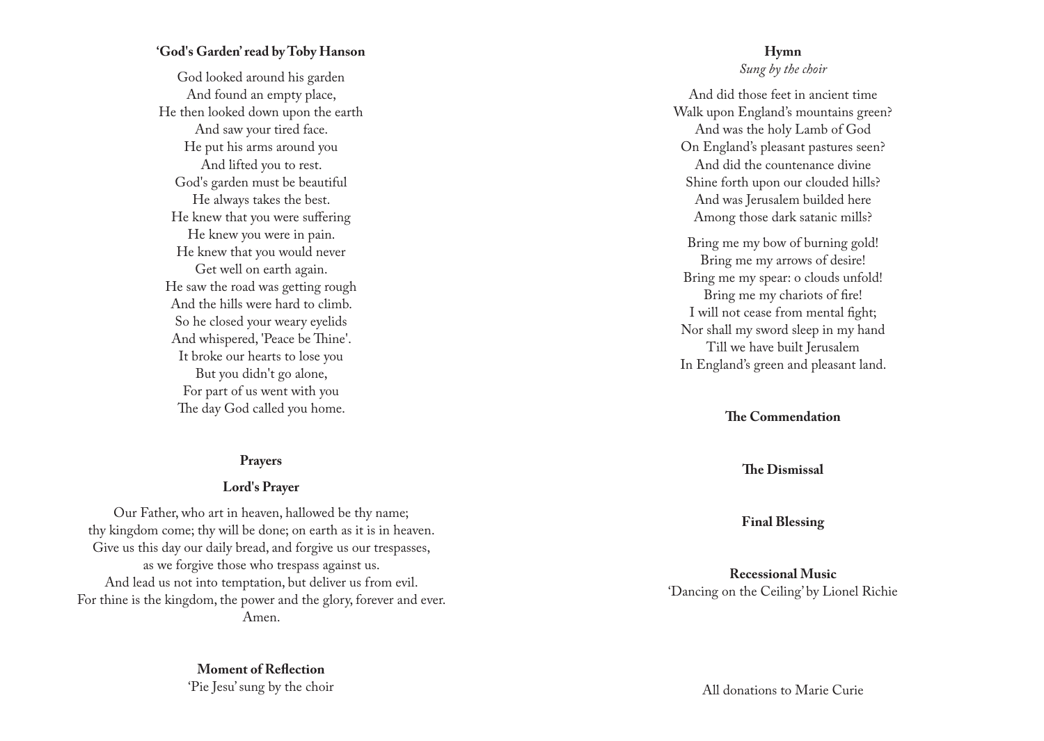**'God's Garden' read by Toby Hanson**

God looked around his garden  
And found an empty place,  
He then looked down upon the earth  
And saw your tired face.  
He put his arms around you  
And lifted you to rest.  
God's garden must be beautiful  
He always takes the best.  
He knew that you were suffering  
He knew you were in pain.  
He knew that you would never  
Get well on earth again.  
He saw the road was getting rough  
And the hills were hard to climb.  
So he closed your weary eyelids  
And whispered, 'Peace be Thine'.  
It broke our hearts to lose you  
But you didn't go alone,  
For part of us went with you  
The day God called you home.

**Prayers**

**Lord's Prayer**

Our Father, who art in heaven, hallowed be thy name;  
thy kingdom come; thy will be done; on earth as it is in heaven.  
Give us this day our daily bread, and forgive us our trespasses,  
as we forgive those who trespass against us.  
And lead us not into temptation, but deliver us from evil.  
For thine is the kingdom, the power and the glory, forever and ever.  
Amen.

**Moment of Reflection**  
'Pie Jesu' sung by the choir

**Hymn**  
*Sung by the choir*

And did those feet in ancient time  
Walk upon England's mountains green?  
And was the holy Lamb of God  
On England's pleasant pastures seen?  
And did the countenance divine  
Shine forth upon our clouded hills?  
And was Jerusalem builded here  
Among those dark satanic mills?

Bring me my bow of burning gold!  
Bring me my arrows of desire!  
Bring me my spear: o clouds unfold!  
Bring me my chariots of fire!  
I will not cease from mental fight;  
Nor shall my sword sleep in my hand  
Till we have built Jerusalem  
In England's green and pleasant land.

**The Commendation**

**The Dismissal**

**Final Blessing**

**Recessional Music**  
'Dancing on the Ceiling' by Lionel Richie

All donations to Marie Curie